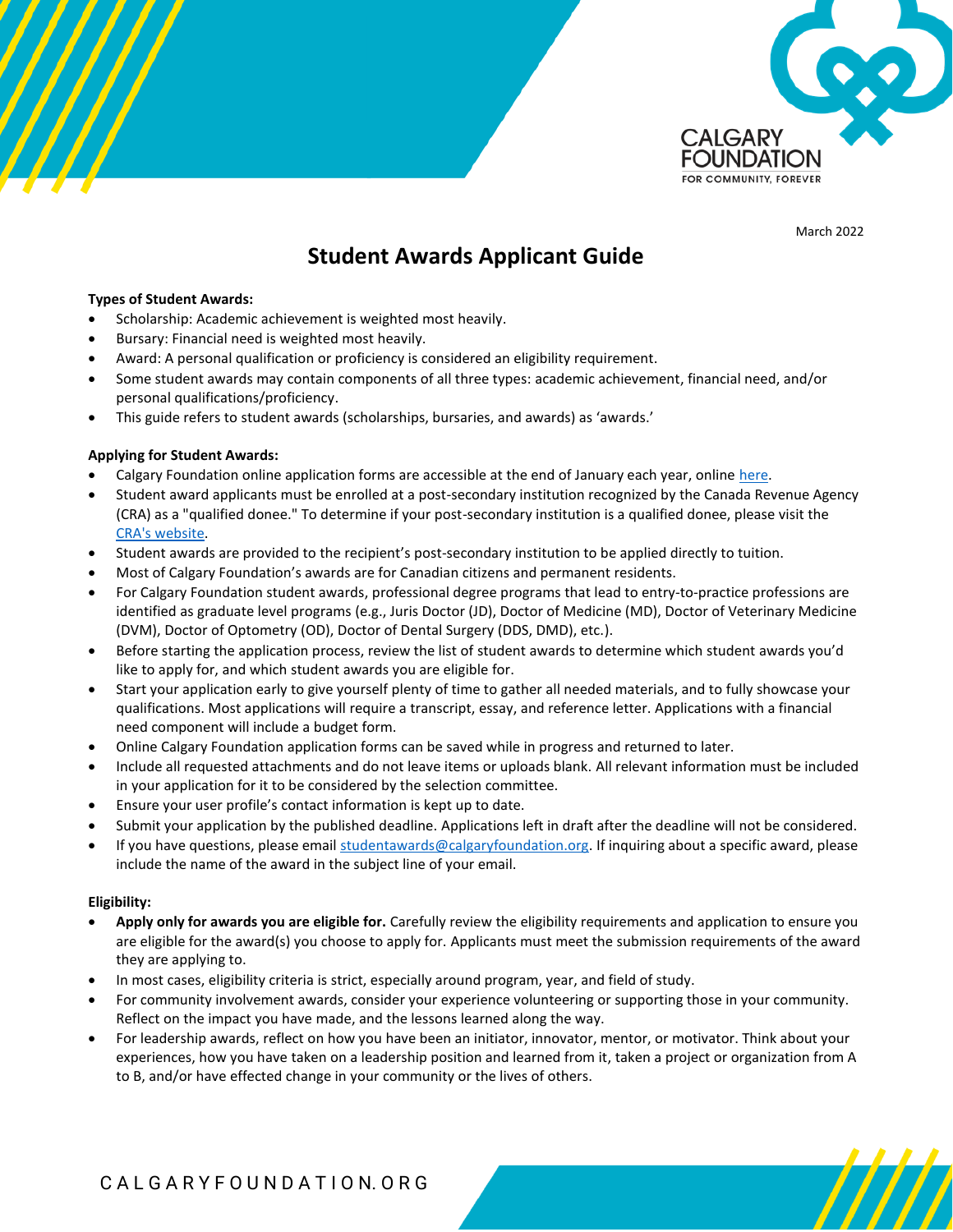March 2022

# Student Awards Applicant Guide

**Types of Student Awards:**

- Scholarship: Academic achievement is weighted most heavily.
- Bursary: Financial need is weighted most heavily.
- Award: A personal qualification or proficiency is considered an eligibility requirement.
- Some student awards may contain components of all three types: academic achievement, financial need, and/or personal qualifications/proficiency.
- This guide refers to student awards (scholarships, bursaries, and awards) as 'awards.'

**Applying for Student Awards:**

- Calgary Foundation online application forms are accessible at the end of January each year, online here.
- Student award applicants must be enrolled at a post-secondary institution recognized by the Canada Revenue Agency (CRA) as a "qualified donee." To determine if your post-secondary institution is a qualified donee, please visit the CRA's website.
- Student awards are provided to the recipient's post-secondary institution to be applied directly to tuition.
- Most of Calgary Foundation's awards are for Canadian citizens and permanent residents.
- For Calgary Foundation student awards, professional degree programs that lead to entry-to-practice professions are identified as graduate level programs (e.g., Juris Doctor (JD), Doctor of Medicine (MD), Doctor of Veterinary Medicine (DVM), Doctor of Optometry (OD), Doctor of Dental Surgery (DDS, DMD), etc.).
- Before starting the application process, review the list of student awards to determine which student awards you'd like to apply for, and which student awards you are eligible for.
- Start your application early to give yourself plenty of time to gather all needed materials, and to fully showcase your qualifications. Most applications will require a transcript, essay, and reference letter. Applications with a financial need component will include a budget form.
- Online Calgary Foundation application forms can be saved while in progress and returned to later.
- Include all requested attachments and do not leave items or uploads blank. All relevant information must be included in your application for it to be considered by the selection committee.
- Ensure your user profile's contact information is kept up to date.
- Submit your application by the published deadline. Applications left in draft after the deadline will not be considered.
- If you have questions, please email studentawards@calgaryfoundation.org. If inquiring about a specific award, please include the name of the award in the subject line of your email.

**Eligibility:**

- **Apply only for awards you are eligible for.** Carefully review the eligibility requirements and application to ensure you are eligible for the award(s) you choose to apply for. Applicants must meet the submission requirements of the award they are applying to.
- In most cases, eligibility criteria is strict, especially around program, year, and field of study.
- For community involvement awards, consider your experience volunteering or supporting those in your community. Reflect on the impact you have made, and the lessons learned along the way.
- For leadership awards, reflect on how you have been an initiator, innovator, mentor, or motivator. Think about your experiences, how you have taken on a leadership position and learned from it, taken a project or organization from A to B, and/or have effected change in your community or the lives of others.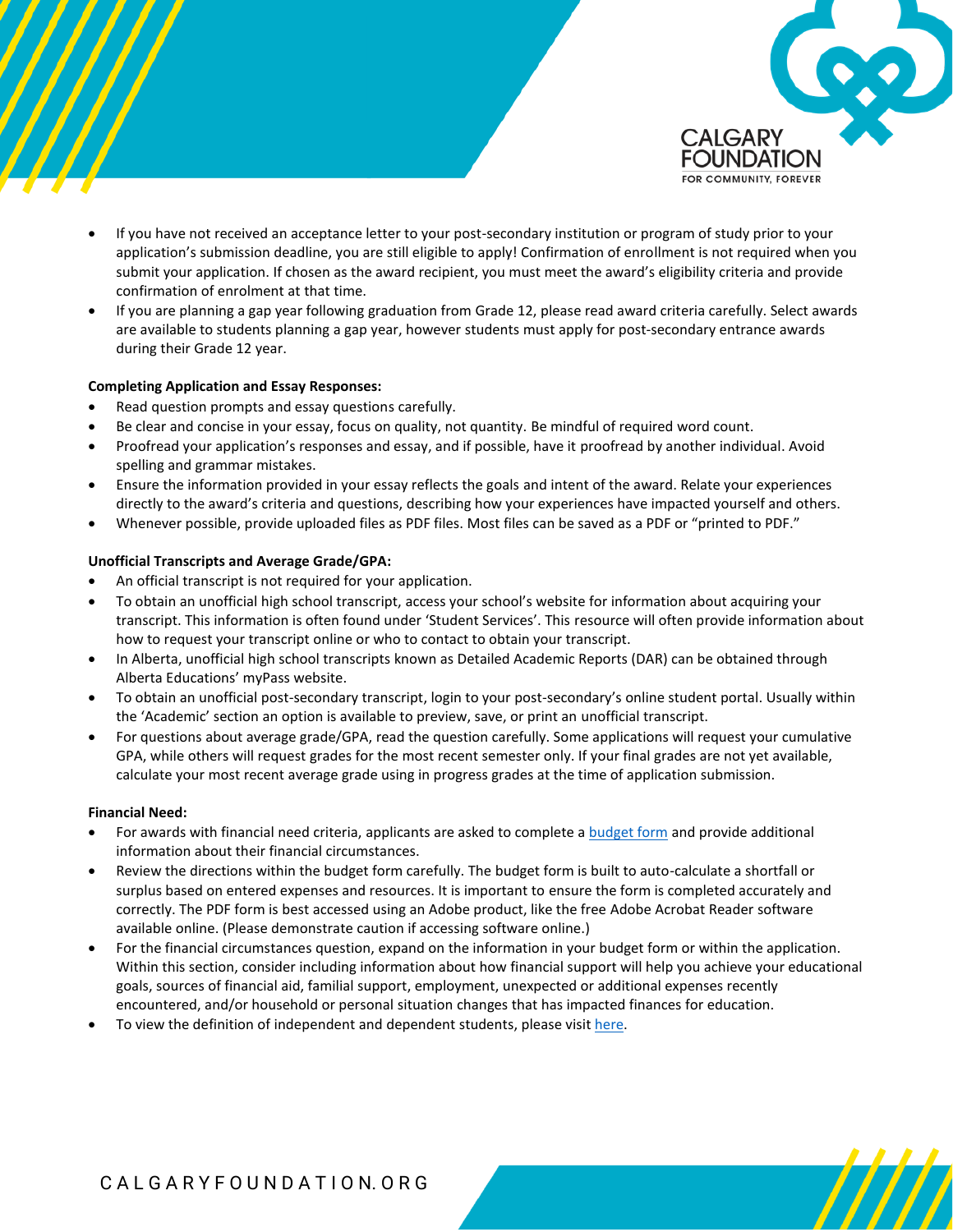- If you have not received an acceptance letter to your post-secondary institution or program of study prior to your application's submission deadline, you are still eligible to apply! Confirmation of enrollment is not required when you submit your application. If chosen as the award recipient, you must meet the award's eligibility criteria and provide confirmation of enrolment at that time.
- If you are planning a gap year following graduation from Grade 12, please read award criteria carefully. Select awards are available to students planning a gap year, however students must apply for post-secondary entrance awards during their Grade 12 year.

**Completing Application and Essay Responses:**

- Read question prompts and essay questions carefully.
- Be clear and concise in your essay, focus on quality, not quantity. Be mindful of required word count.
- Proofread your application's responses and essay, and if possible, have it proofread by another individual. Avoid spelling and grammar mistakes.
- Ensure the information provided in your essay reflects the goals and intent of the award. Relate your experiences directly to the award's criteria and questions, describing how your experiences have impacted yourself and others.
- Whenever possible, provide uploaded files as PDF files. Most files can be saved as a PDF or "printed to PDF."

**Unofficial Transcripts and Average Grade/GPA:**

- An official transcript is not required for your application.
- To obtain an unofficial high school transcript, access your school's website for information about acquiring your transcript. This information is often found under 'Student Services'. This resource will often provide information about how to request your transcript online or who to contact to obtain your transcript.
- In Alberta, unofficial high school transcripts known as Detailed Academic Reports (DAR) can be obtained through Alberta Educations' myPass website.
- To obtain an unofficial post-secondary transcript, login to your post-secondary's online student portal. Usually within the 'Academic' section an option is available to preview, save, or print an unofficial transcript.
- For questions about average grade/GPA, read the question carefully. Some applications will request your cumulative GPA, while others will request grades for the most recent semester only. If your final grades are not yet available, calculate your most recent average grade using in progress grades at the time of application submission.

**Financial Need:**

- For awards with financial need criteria, applicants are asked to complete a budget form and provide additional information about their financial circumstances.
- Review the directions within the budget form carefully. The budget form is built to auto-calculate a shortfall or surplus based on entered expenses and resources. It is important to ensure the form is completed accurately and correctly. The PDF form is best accessed using an Adobe product, like the free Adobe Acrobat Reader software available online. (Please demonstrate caution if accessing software online.)
- For the financial circumstances question, expand on the information in your budget form or within the application. Within this section, consider including information about how financial support will help you achieve your educational goals, sources of financial aid, familial support, employment, unexpected or additional expenses recently encountered, and/or household or personal situation changes that has impacted finances for education.
- To view the definition of independent and dependent students, please visit here.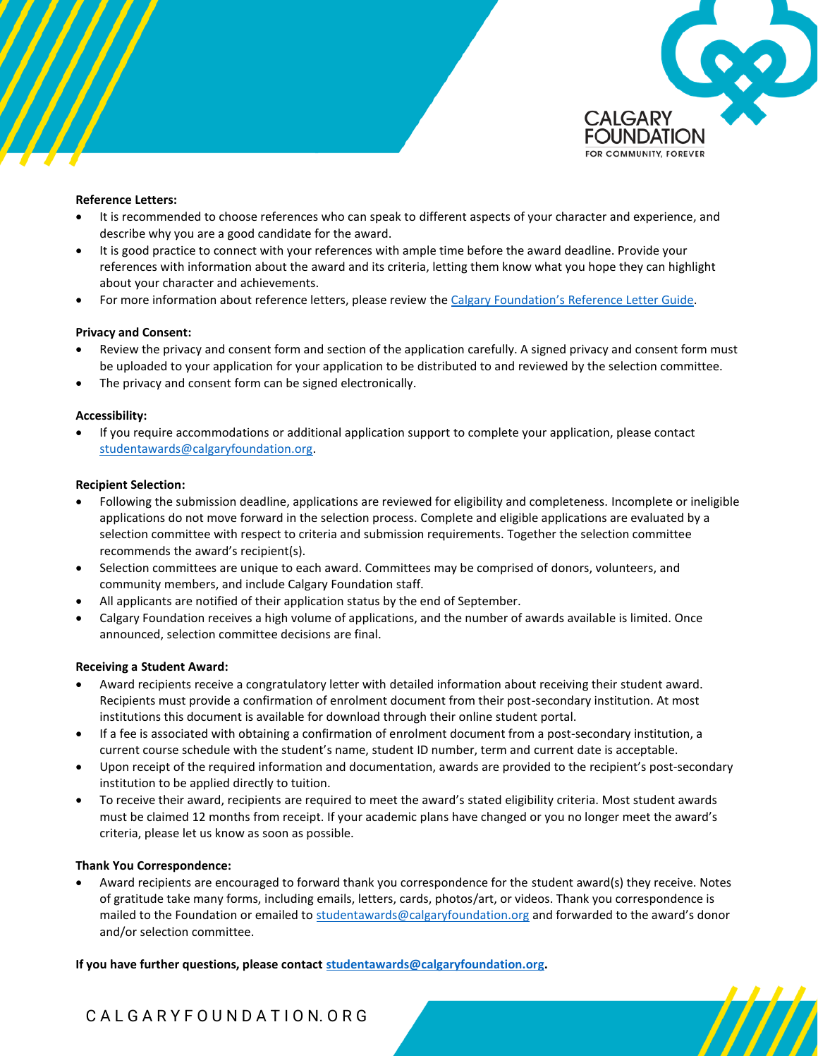**Reference Letters:**

- It is recommended to choose references who can speak to different aspects of your character and experience, and describe why you are a good candidate for the award.
- It is good practice to connect with your references with ample time before the award deadline. Provide your references with information about the award and its criteria, letting them know what you hope they can highlight about your character and achievements.
- For more information about reference letters, please review the Calgary Foundation's Reference Letter Guide.

**Privacy and Consent:**

- Review the privacy and consent form and section of the application carefully. A signed privacy and consent form must be uploaded to your application for your application to be distributed to and reviewed by the selection committee.
- The privacy and consent form can be signed electronically.

**Accessibility:**

- If you require accommodations or additional application support to complete your application, please contact studentawards@calgaryfoundation.org.

**Recipient Selection:**

- Following the submission deadline, applications are reviewed for eligibility and completeness. Incomplete or ineligible applications do not move forward in the selection process. Complete and eligible applications are evaluated by a selection committee with respect to criteria and submission requirements. Together the selection committee recommends the award's recipient(s).
- Selection committees are unique to each award. Committees may be comprised of donors, volunteers, and community members, and include Calgary Foundation staff.
- All applicants are notified of their application status by the end of September.
- Calgary Foundation receives a high volume of applications, and the number of awards available is limited. Once announced, selection committee decisions are final.

**Receiving a Student Award:**

- Award recipients receive a congratulatory letter with detailed information about receiving their student award. Recipients must provide a confirmation of enrolment document from their post-secondary institution. At most institutions this document is available for download through their online student portal.
- If a fee is associated with obtaining a confirmation of enrolment document from a post-secondary institution, a current course schedule with the student's name, student ID number, term and current date is acceptable.
- Upon receipt of the required information and documentation, awards are provided to the recipient's post-secondary institution to be applied directly to tuition.
- To receive their award, recipients are required to meet the award's stated eligibility criteria. Most student awards must be claimed 12 months from receipt. If your academic plans have changed or you no longer meet the award's criteria, please let us know as soon as possible.

**Thank You Correspondence:**

- Award recipients are encouraged to forward thank you correspondence for the student award(s) they receive. Notes of gratitude take many forms, including emails, letters, cards, photos/art, or videos. Thank you correspondence is mailed to the Foundation or emailed to studentawards@calgaryfoundation.org and forwarded to the award's donor and/or selection committee.

**If you have further questions, please contact studentawards@calgaryfoundation.org.**